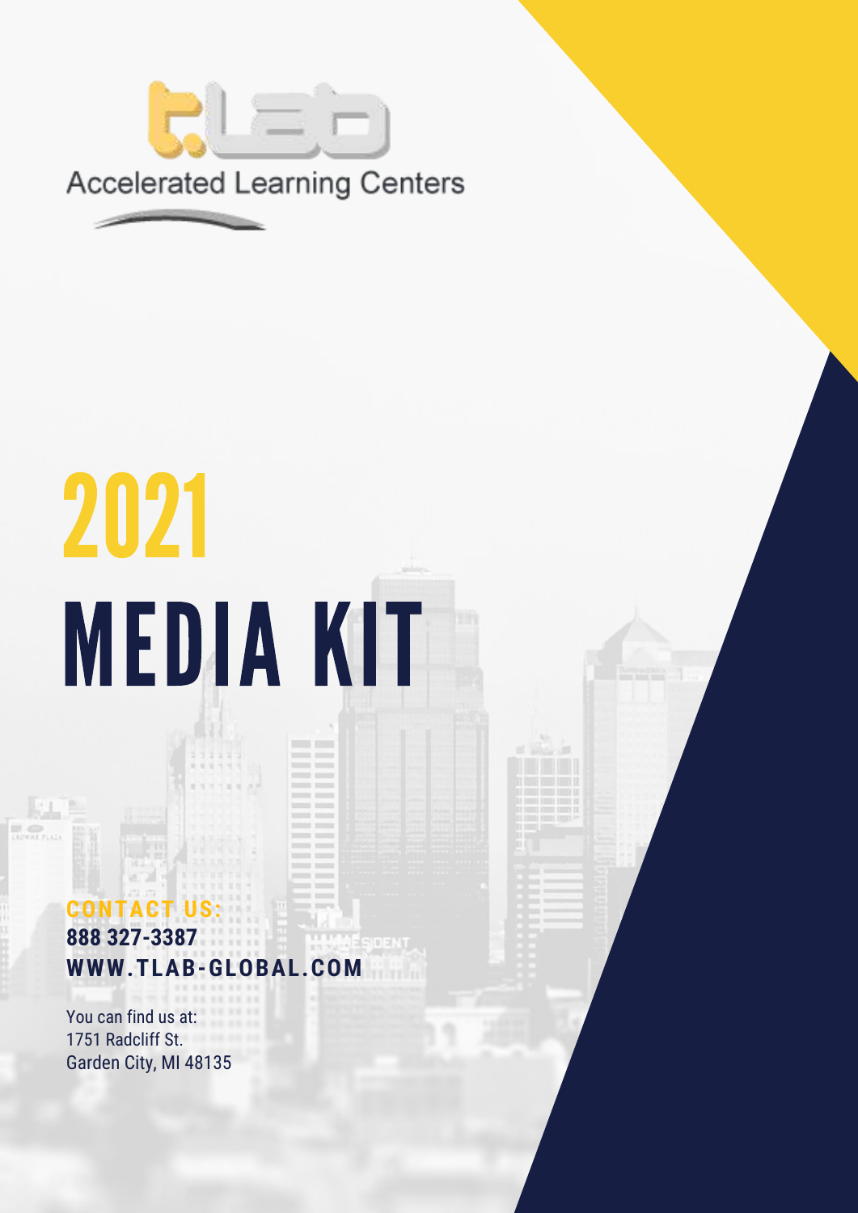Accelerated Learning Centers

# 2021

# MEDIA KIT

**CONTACT US:**

**888 327-3387**

**WWW.TLAB-GLOBAL.COM**

You can find us at:
1751 Radcliff St.
Garden City, MI 48135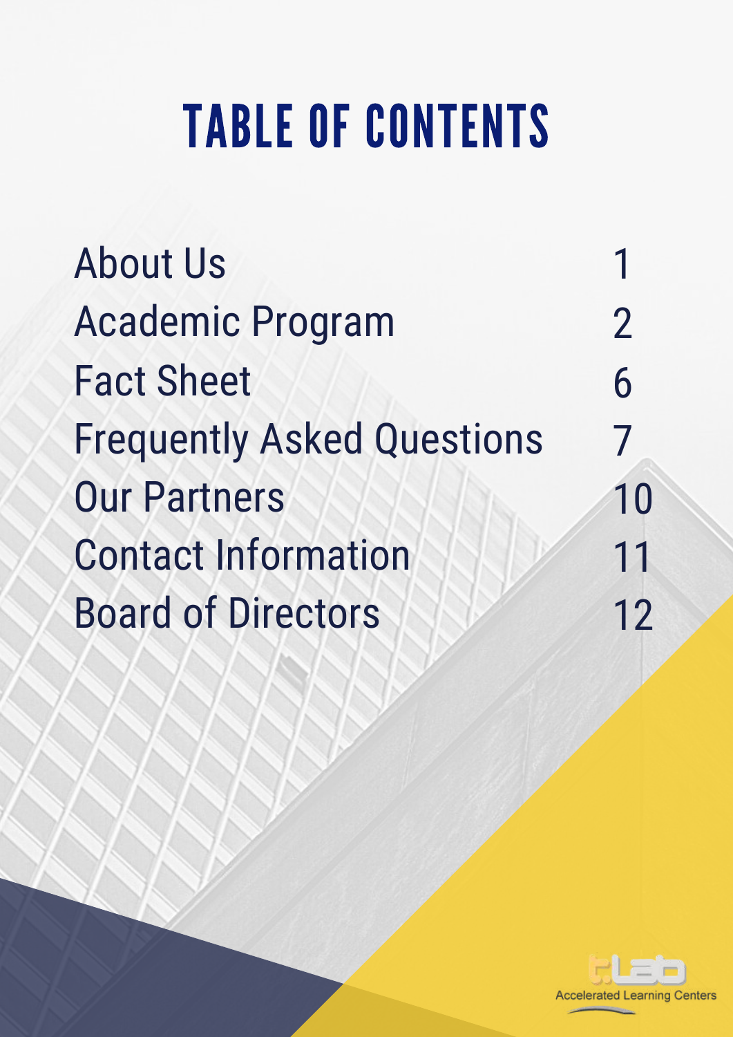# TABLE OF CONTENTS

| | |
|---|---|
| About Us | 1 |
| Academic Program | 2 |
| Fact Sheet | 6 |
| Frequently Asked Questions | 7 |
| Our Partners | 10 |
| Contact Information | 11 |
| Board of Directors | 12 |

t.Lab Accelerated Learning Centers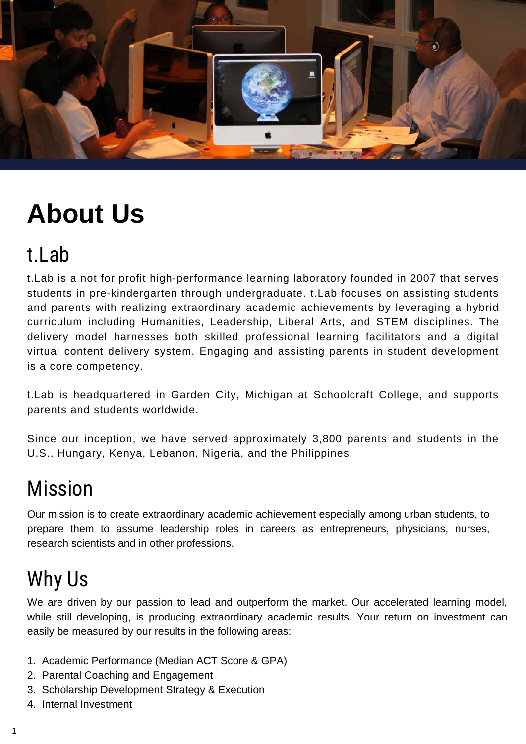# About Us

## t.Lab

t.Lab is a not for profit high-performance learning laboratory founded in 2007 that serves students in pre-kindergarten through undergraduate. t.Lab focuses on assisting students and parents with realizing extraordinary academic achievements by leveraging a hybrid curriculum including Humanities, Leadership, Liberal Arts, and STEM disciplines. The delivery model harnesses both skilled professional learning facilitators and a digital virtual content delivery system. Engaging and assisting parents in student development is a core competency.

t.Lab is headquartered in Garden City, Michigan at Schoolcraft College, and supports parents and students worldwide.

Since our inception, we have served approximately 3,800 parents and students in the U.S., Hungary, Kenya, Lebanon, Nigeria, and the Philippines.

## Mission

Our mission is to create extraordinary academic achievement especially among urban students, to prepare them to assume leadership roles in careers as entrepreneurs, physicians, nurses, research scientists and in other professions.

## Why Us

We are driven by our passion to lead and outperform the market. Our accelerated learning model, while still developing, is producing extraordinary academic results. Your return on investment can easily be measured by our results in the following areas:

1. Academic Performance (Median ACT Score & GPA)
2. Parental Coaching and Engagement
3. Scholarship Development Strategy & Execution
4. Internal Investment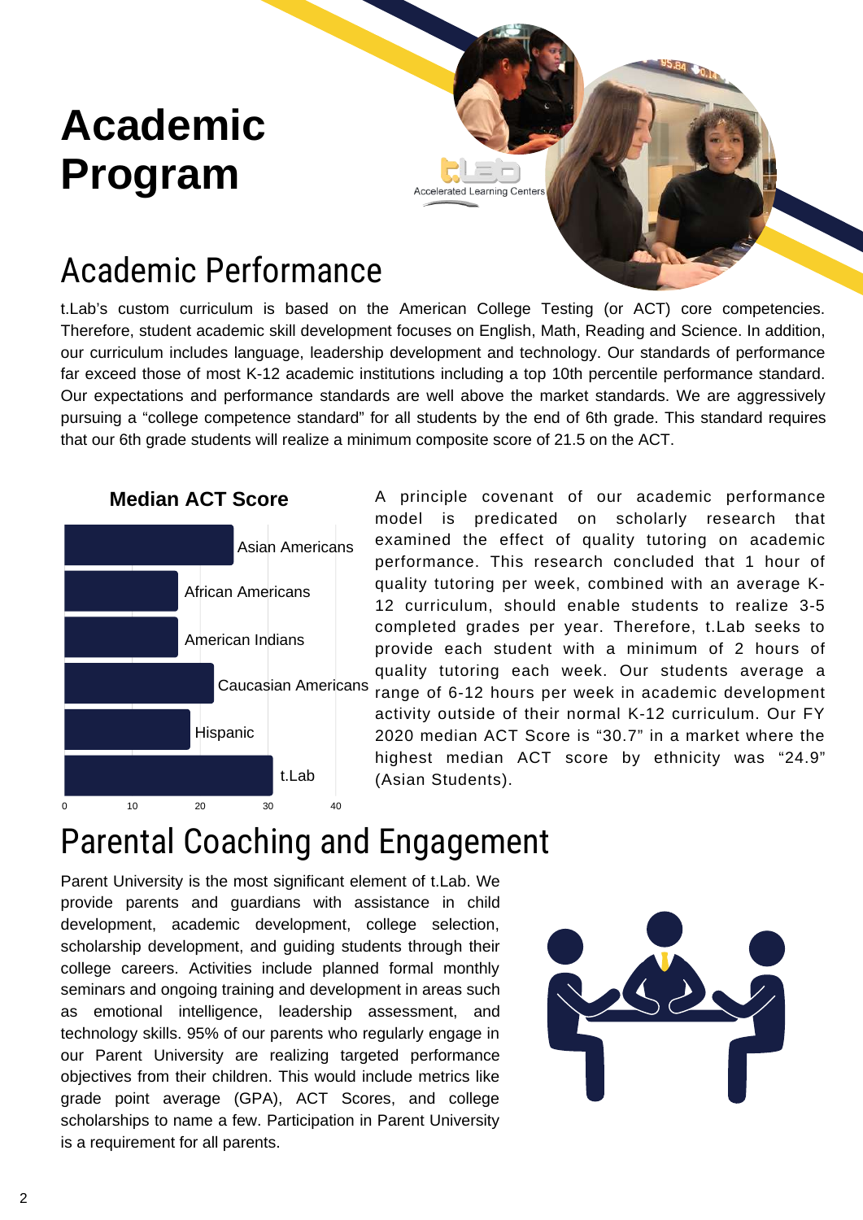# Academic Program

## Academic Performance

t.Lab's custom curriculum is based on the American College Testing (or ACT) core competencies. Therefore, student academic skill development focuses on English, Math, Reading and Science. In addition, our curriculum includes language, leadership development and technology. Our standards of performance far exceed those of most K-12 academic institutions including a top 10th percentile performance standard. Our expectations and performance standards are well above the market standards. We are aggressively pursuing a "college competence standard" for all students by the end of 6th grade. This standard requires that our 6th grade students will realize a minimum composite score of 21.5 on the ACT.

**Median ACT Score**

Asian Americans
African Americans
American Indians
Caucasian Americans
Hispanic
t.Lab

0 10 20 30 40

A principle covenant of our academic performance model is predicated on scholarly research that examined the effect of quality tutoring on academic performance. This research concluded that 1 hour of quality tutoring per week, combined with an average K-12 curriculum, should enable students to realize 3-5 completed grades per year. Therefore, t.Lab seeks to provide each student with a minimum of 2 hours of quality tutoring each week. Our students average a range of 6-12 hours per week in academic development activity outside of their normal K-12 curriculum. Our FY 2020 median ACT Score is "30.7" in a market where the highest median ACT score by ethnicity was "24.9" (Asian Students).

## Parental Coaching and Engagement

Parent University is the most significant element of t.Lab. We provide parents and guardians with assistance in child development, academic development, college selection, scholarship development, and guiding students through their college careers. Activities include planned formal monthly seminars and ongoing training and development in areas such as emotional intelligence, leadership assessment, and technology skills. 95% of our parents who regularly engage in our Parent University are realizing targeted performance objectives from their children. This would include metrics like grade point average (GPA), ACT Scores, and college scholarships to name a few. Participation in Parent University is a requirement for all parents.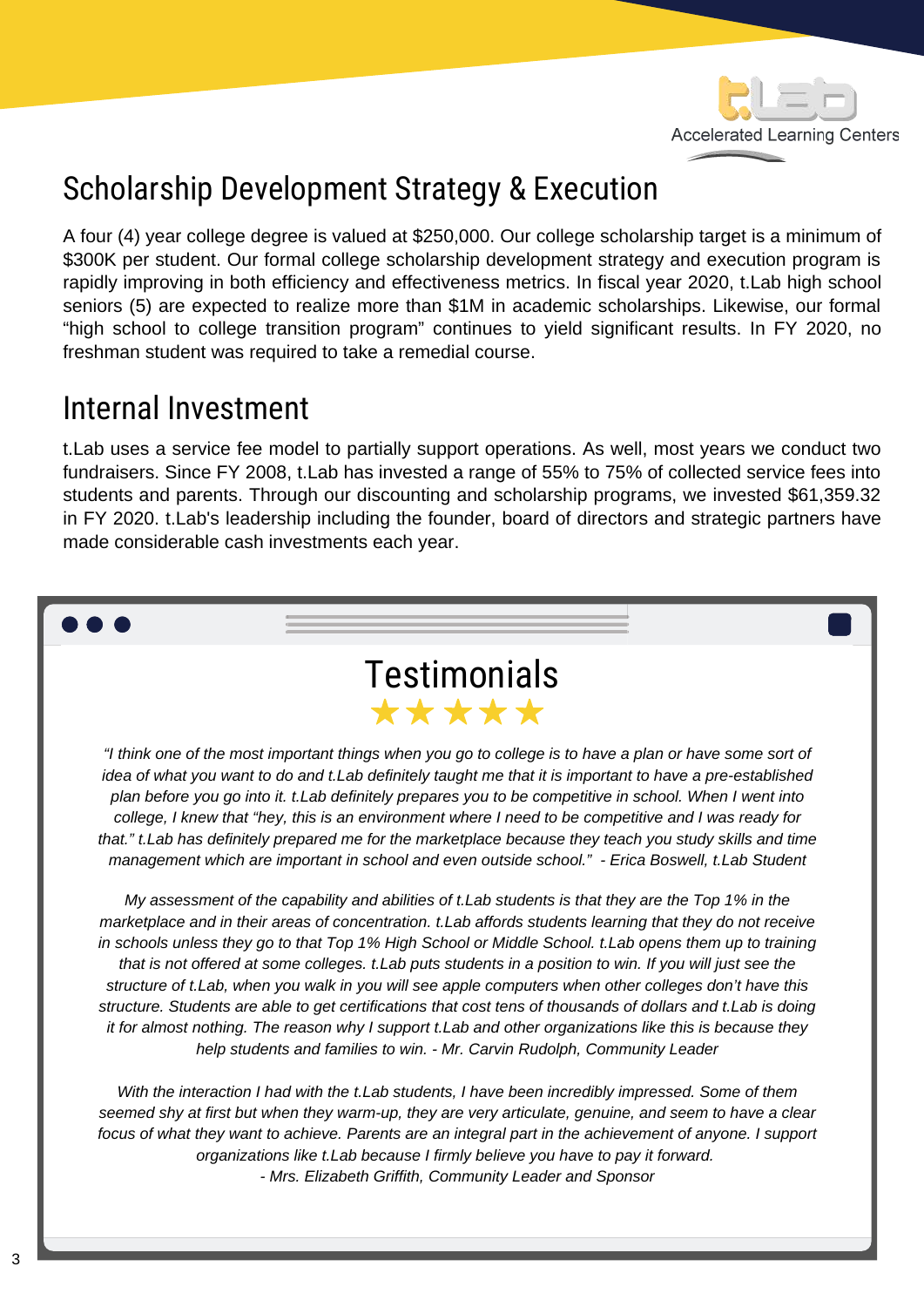## Scholarship Development Strategy & Execution

A four (4) year college degree is valued at $250,000. Our college scholarship target is a minimum of $300K per student. Our formal college scholarship development strategy and execution program is rapidly improving in both efficiency and effectiveness metrics. In fiscal year 2020, t.Lab high school seniors (5) are expected to realize more than $1M in academic scholarships. Likewise, our formal "high school to college transition program" continues to yield significant results. In FY 2020, no freshman student was required to take a remedial course.

## Internal Investment

t.Lab uses a service fee model to partially support operations. As well, most years we conduct two fundraisers. Since FY 2008, t.Lab has invested a range of 55% to 75% of collected service fees into students and parents. Through our discounting and scholarship programs, we invested $61,359.32 in FY 2020. t.Lab's leadership including the founder, board of directors and strategic partners have made considerable cash investments each year.

## Testimonials

★★★★★

*"I think one of the most important things when you go to college is to have a plan or have some sort of idea of what you want to do and t.Lab definitely taught me that it is important to have a pre-established plan before you go into it. t.Lab definitely prepares you to be competitive in school. When I went into college, I knew that "hey, this is an environment where I need to be competitive and I was ready for that." t.Lab has definitely prepared me for the marketplace because they teach you study skills and time management which are important in school and even outside school." - Erica Boswell, t.Lab Student*

*My assessment of the capability and abilities of t.Lab students is that they are the Top 1% in the marketplace and in their areas of concentration. t.Lab affords students learning that they do not receive in schools unless they go to that Top 1% High School or Middle School. t.Lab opens them up to training that is not offered at some colleges. t.Lab puts students in a position to win. If you will just see the structure of t.Lab, when you walk in you will see apple computers when other colleges don't have this structure. Students are able to get certifications that cost tens of thousands of dollars and t.Lab is doing it for almost nothing. The reason why I support t.Lab and other organizations like this is because they help students and families to win. - Mr. Carvin Rudolph, Community Leader*

*With the interaction I had with the t.Lab students, I have been incredibly impressed. Some of them seemed shy at first but when they warm-up, they are very articulate, genuine, and seem to have a clear focus of what they want to achieve. Parents are an integral part in the achievement of anyone. I support organizations like t.Lab because I firmly believe you have to pay it forward.*
*- Mrs. Elizabeth Griffith, Community Leader and Sponsor*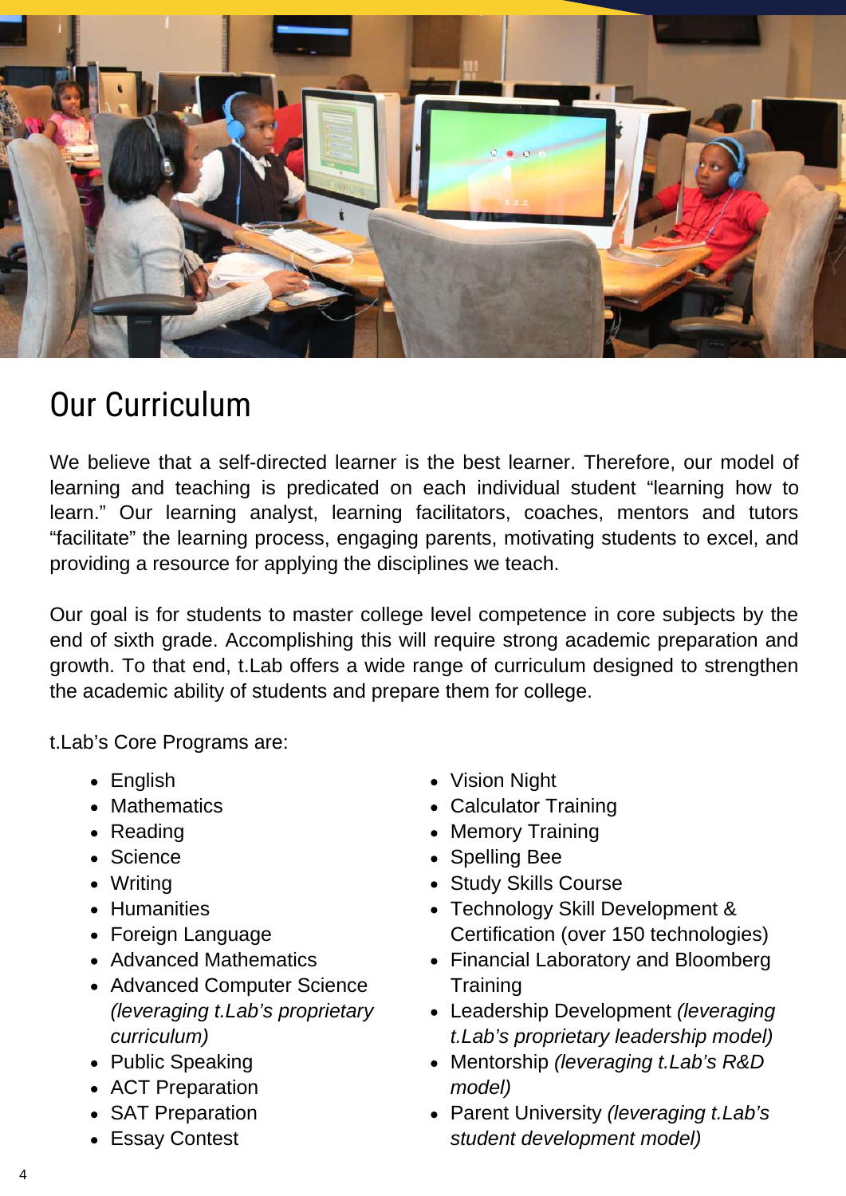# Our Curriculum

We believe that a self-directed learner is the best learner. Therefore, our model of learning and teaching is predicated on each individual student "learning how to learn." Our learning analyst, learning facilitators, coaches, mentors and tutors "facilitate" the learning process, engaging parents, motivating students to excel, and providing a resource for applying the disciplines we teach.

Our goal is for students to master college level competence in core subjects by the end of sixth grade. Accomplishing this will require strong academic preparation and growth. To that end, t.Lab offers a wide range of curriculum designed to strengthen the academic ability of students and prepare them for college.

t.Lab's Core Programs are:

- English
- Mathematics
- Reading
- Science
- Writing
- Humanities
- Foreign Language
- Advanced Mathematics
- Advanced Computer Science *(leveraging t.Lab's proprietary curriculum)*
- Public Speaking
- ACT Preparation
- SAT Preparation
- Essay Contest
- Vision Night
- Calculator Training
- Memory Training
- Spelling Bee
- Study Skills Course
- Technology Skill Development & Certification (over 150 technologies)
- Financial Laboratory and Bloomberg Training
- Leadership Development *(leveraging t.Lab's proprietary leadership model)*
- Mentorship *(leveraging t.Lab's R&D model)*
- Parent University *(leveraging t.Lab's student development model)*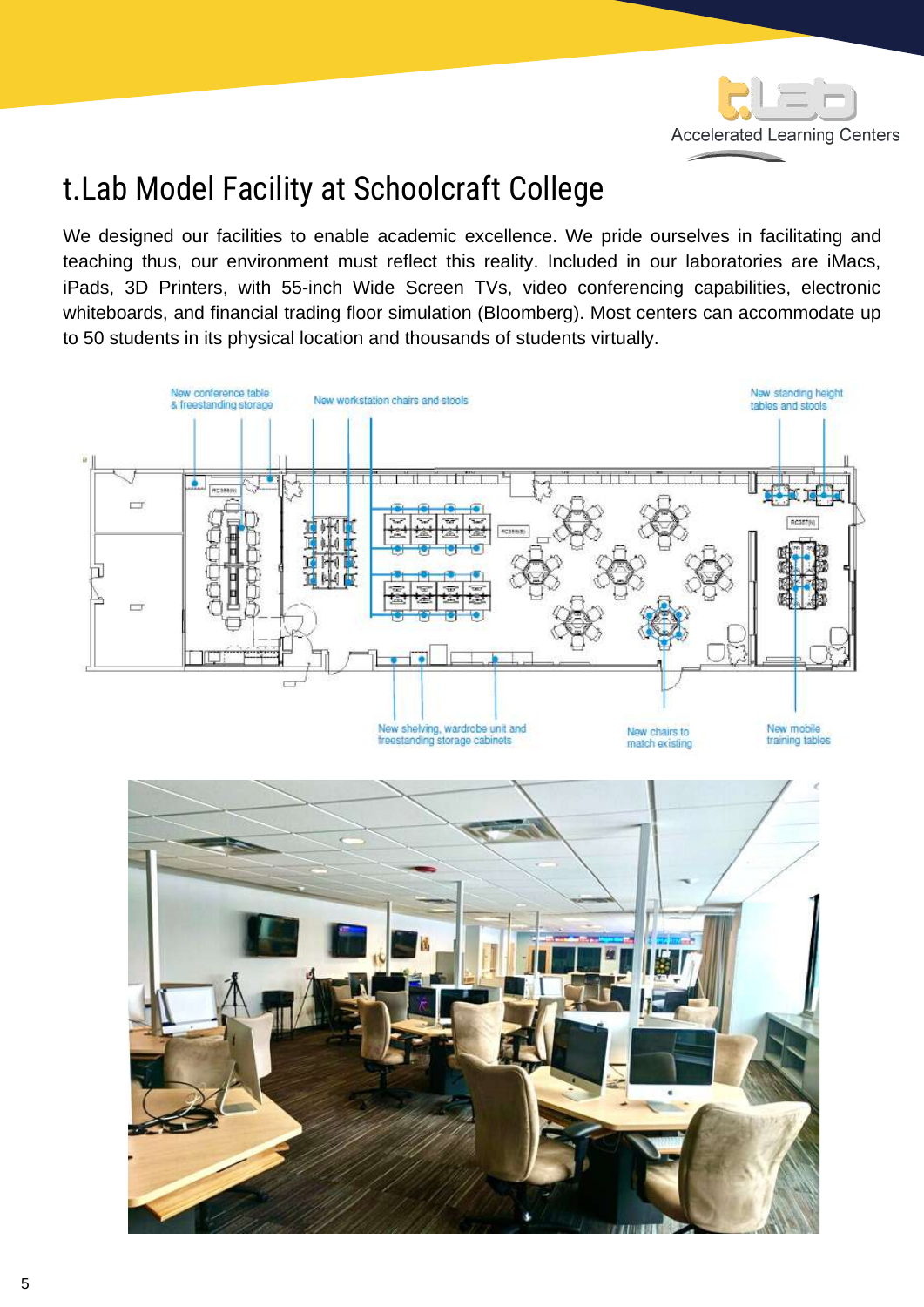# t.Lab Model Facility at Schoolcraft College

We designed our facilities to enable academic excellence. We pride ourselves in facilitating and teaching thus, our environment must reflect this reality. Included in our laboratories are iMacs, iPads, 3D Printers, with 55-inch Wide Screen TVs, video conferencing capabilities, electronic whiteboards, and financial trading floor simulation (Bloomberg). Most centers can accommodate up to 50 students in its physical location and thousands of students virtually.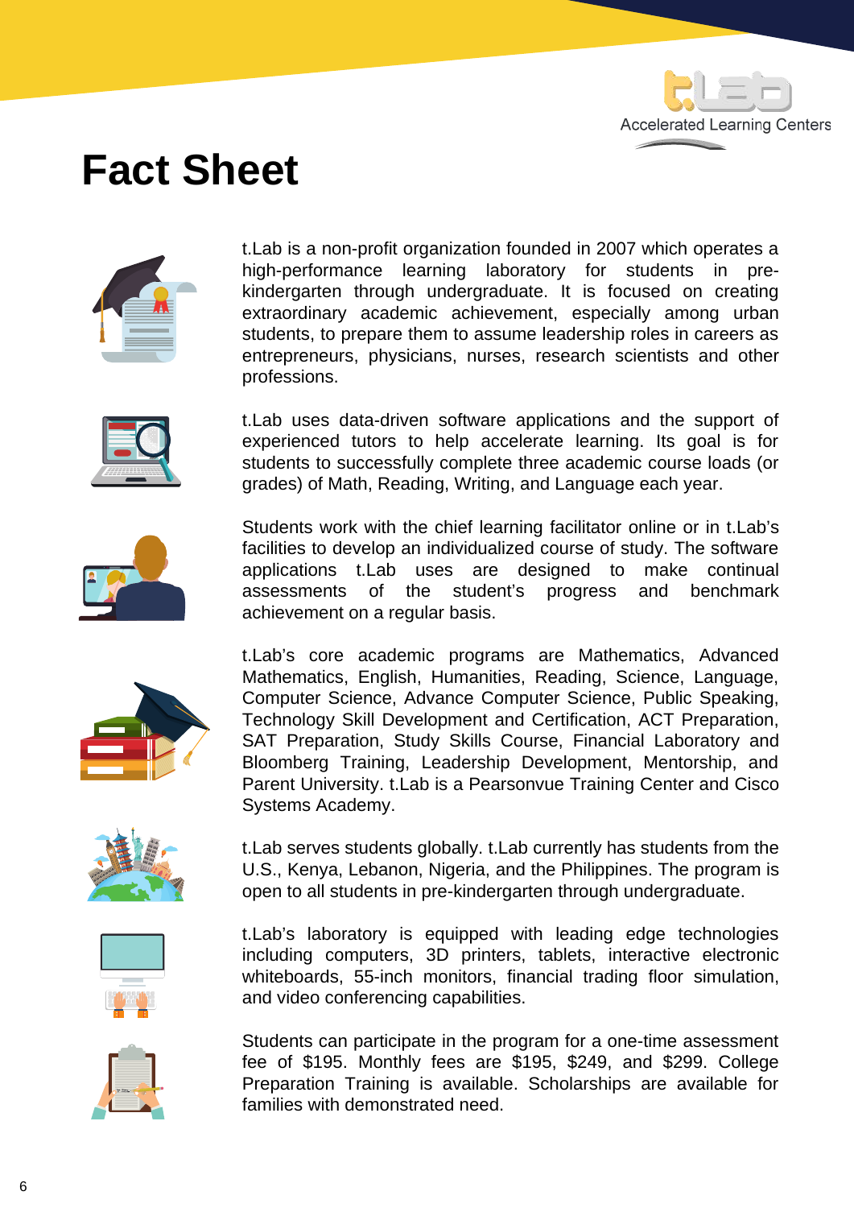# Fact Sheet

t.Lab is a non-profit organization founded in 2007 which operates a high-performance learning laboratory for students in pre-kindergarten through undergraduate. It is focused on creating extraordinary academic achievement, especially among urban students, to prepare them to assume leadership roles in careers as entrepreneurs, physicians, nurses, research scientists and other professions.

t.Lab uses data-driven software applications and the support of experienced tutors to help accelerate learning. Its goal is for students to successfully complete three academic course loads (or grades) of Math, Reading, Writing, and Language each year.

Students work with the chief learning facilitator online or in t.Lab's facilities to develop an individualized course of study. The software applications t.Lab uses are designed to make continual assessments of the student's progress and benchmark achievement on a regular basis.

t.Lab's core academic programs are Mathematics, Advanced Mathematics, English, Humanities, Reading, Science, Language, Computer Science, Advance Computer Science, Public Speaking, Technology Skill Development and Certification, ACT Preparation, SAT Preparation, Study Skills Course, Financial Laboratory and Bloomberg Training, Leadership Development, Mentorship, and Parent University. t.Lab is a Pearsonvue Training Center and Cisco Systems Academy.

t.Lab serves students globally. t.Lab currently has students from the U.S., Kenya, Lebanon, Nigeria, and the Philippines. The program is open to all students in pre-kindergarten through undergraduate.

t.Lab's laboratory is equipped with leading edge technologies including computers, 3D printers, tablets, interactive electronic whiteboards, 55-inch monitors, financial trading floor simulation, and video conferencing capabilities.

Students can participate in the program for a one-time assessment fee of $195. Monthly fees are $195, $249, and $299. College Preparation Training is available. Scholarships are available for families with demonstrated need.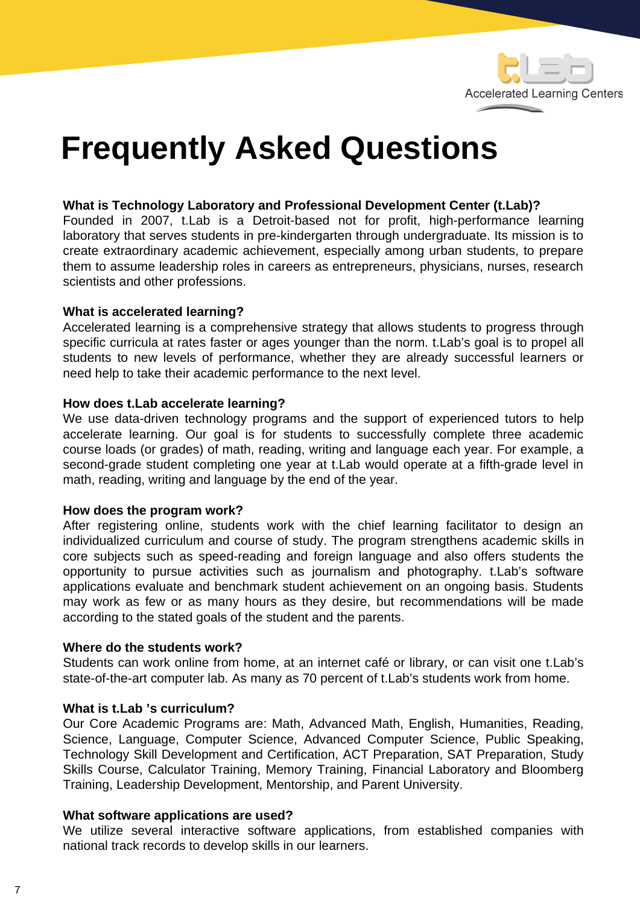# Frequently Asked Questions

**What is Technology Laboratory and Professional Development Center (t.Lab)?**
Founded in 2007, t.Lab is a Detroit-based not for profit, high-performance learning laboratory that serves students in pre-kindergarten through undergraduate. Its mission is to create extraordinary academic achievement, especially among urban students, to prepare them to assume leadership roles in careers as entrepreneurs, physicians, nurses, research scientists and other professions.

**What is accelerated learning?**
Accelerated learning is a comprehensive strategy that allows students to progress through specific curricula at rates faster or ages younger than the norm. t.Lab's goal is to propel all students to new levels of performance, whether they are already successful learners or need help to take their academic performance to the next level.

**How does t.Lab accelerate learning?**
We use data-driven technology programs and the support of experienced tutors to help accelerate learning. Our goal is for students to successfully complete three academic course loads (or grades) of math, reading, writing and language each year. For example, a second-grade student completing one year at t.Lab would operate at a fifth-grade level in math, reading, writing and language by the end of the year.

**How does the program work?**
After registering online, students work with the chief learning facilitator to design an individualized curriculum and course of study. The program strengthens academic skills in core subjects such as speed-reading and foreign language and also offers students the opportunity to pursue activities such as journalism and photography. t.Lab's software applications evaluate and benchmark student achievement on an ongoing basis. Students may work as few or as many hours as they desire, but recommendations will be made according to the stated goals of the student and the parents.

**Where do the students work?**
Students can work online from home, at an internet café or library, or can visit one t.Lab's state-of-the-art computer lab. As many as 70 percent of t.Lab's students work from home.

**What is t.Lab 's curriculum?**
Our Core Academic Programs are: Math, Advanced Math, English, Humanities, Reading, Science, Language, Computer Science, Advanced Computer Science, Public Speaking, Technology Skill Development and Certification, ACT Preparation, SAT Preparation, Study Skills Course, Calculator Training, Memory Training, Financial Laboratory and Bloomberg Training, Leadership Development, Mentorship, and Parent University.

**What software applications are used?**
We utilize several interactive software applications, from established companies with national track records to develop skills in our learners.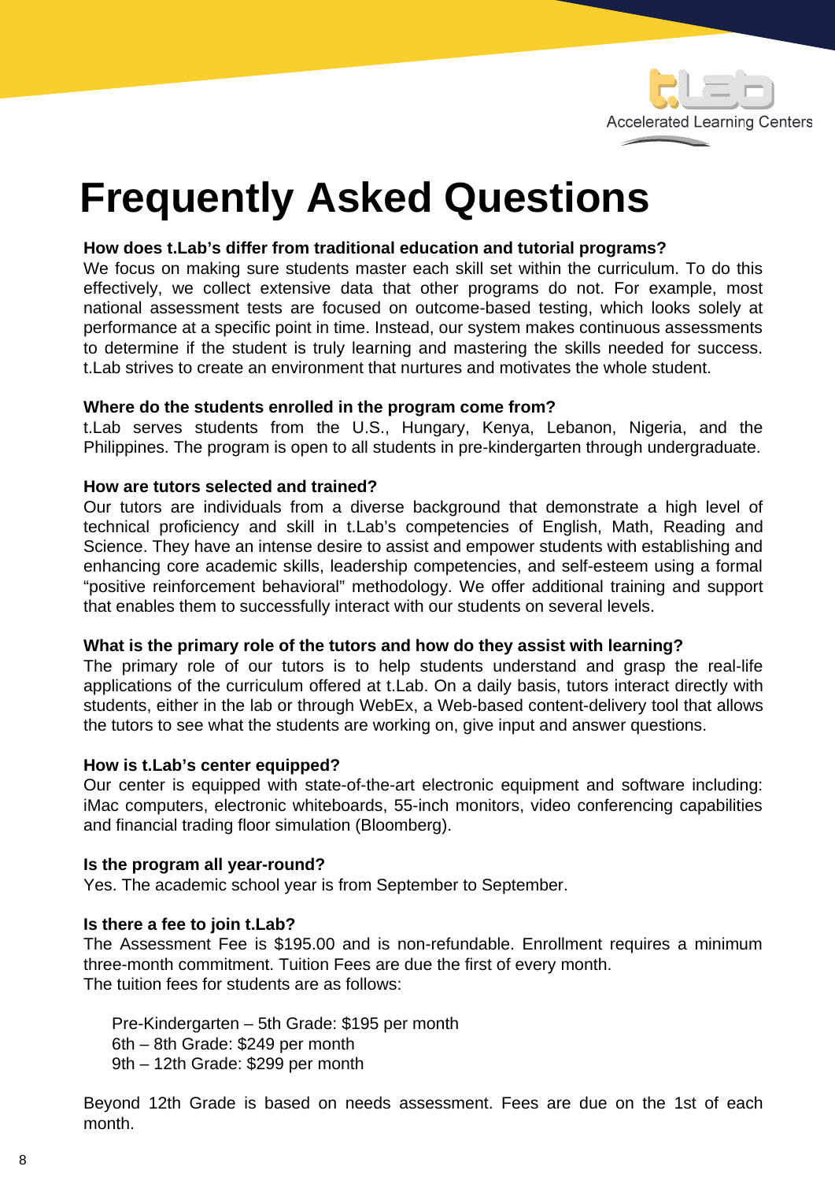# Frequently Asked Questions

**How does t.Lab's differ from traditional education and tutorial programs?**
We focus on making sure students master each skill set within the curriculum. To do this effectively, we collect extensive data that other programs do not. For example, most national assessment tests are focused on outcome-based testing, which looks solely at performance at a specific point in time. Instead, our system makes continuous assessments to determine if the student is truly learning and mastering the skills needed for success. t.Lab strives to create an environment that nurtures and motivates the whole student.

**Where do the students enrolled in the program come from?**
t.Lab serves students from the U.S., Hungary, Kenya, Lebanon, Nigeria, and the Philippines. The program is open to all students in pre-kindergarten through undergraduate.

**How are tutors selected and trained?**
Our tutors are individuals from a diverse background that demonstrate a high level of technical proficiency and skill in t.Lab's competencies of English, Math, Reading and Science. They have an intense desire to assist and empower students with establishing and enhancing core academic skills, leadership competencies, and self-esteem using a formal "positive reinforcement behavioral" methodology. We offer additional training and support that enables them to successfully interact with our students on several levels.

**What is the primary role of the tutors and how do they assist with learning?**
The primary role of our tutors is to help students understand and grasp the real-life applications of the curriculum offered at t.Lab. On a daily basis, tutors interact directly with students, either in the lab or through WebEx, a Web-based content-delivery tool that allows the tutors to see what the students are working on, give input and answer questions.

**How is t.Lab's center equipped?**
Our center is equipped with state-of-the-art electronic equipment and software including: iMac computers, electronic whiteboards, 55-inch monitors, video conferencing capabilities and financial trading floor simulation (Bloomberg).

**Is the program all year-round?**
Yes. The academic school year is from September to September.

**Is there a fee to join t.Lab?**
The Assessment Fee is $195.00 and is non-refundable. Enrollment requires a minimum three-month commitment. Tuition Fees are due the first of every month.
The tuition fees for students are as follows:

Pre-Kindergarten – 5th Grade: $195 per month
6th – 8th Grade: $249 per month
9th – 12th Grade: $299 per month

Beyond 12th Grade is based on needs assessment. Fees are due on the 1st of each month.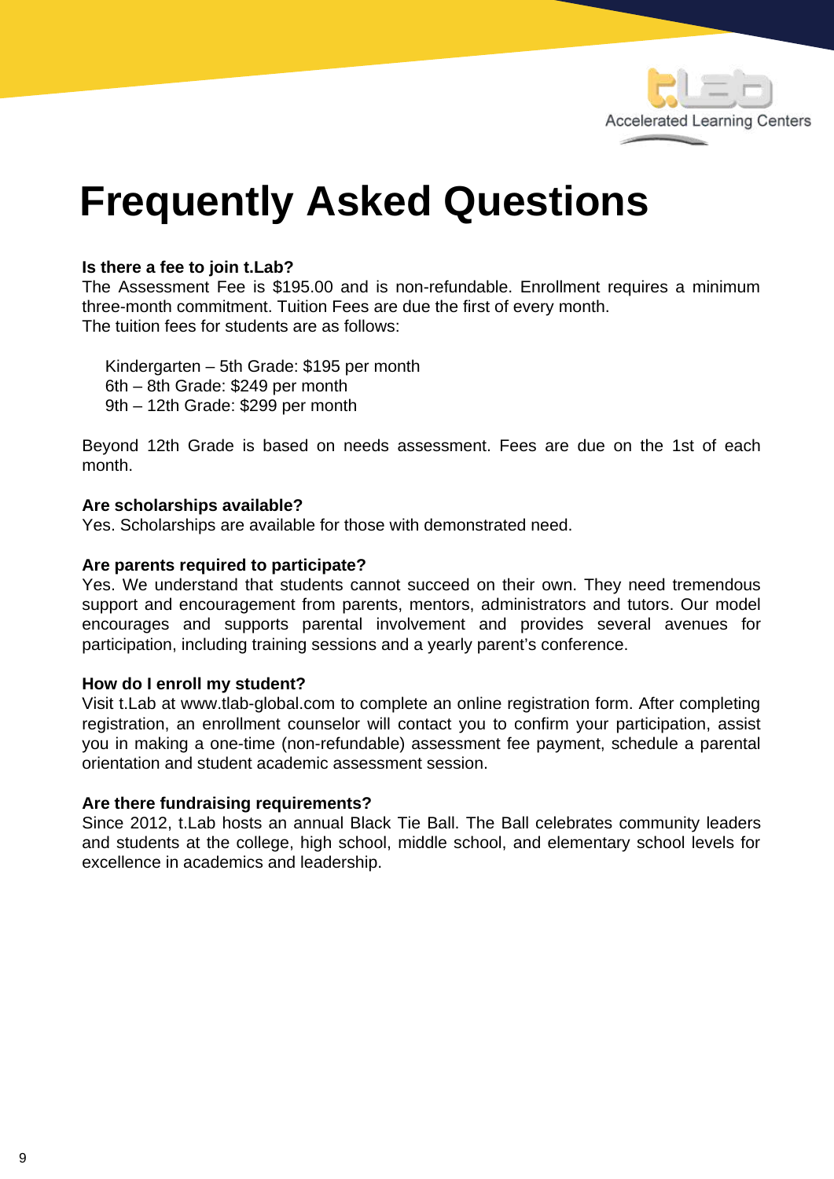# Frequently Asked Questions

**Is there a fee to join t.Lab?**
The Assessment Fee is $195.00 and is non-refundable. Enrollment requires a minimum three-month commitment. Tuition Fees are due the first of every month.
The tuition fees for students are as follows:

Kindergarten – 5th Grade: $195 per month
6th – 8th Grade: $249 per month
9th – 12th Grade: $299 per month

Beyond 12th Grade is based on needs assessment. Fees are due on the 1st of each month.

**Are scholarships available?**
Yes. Scholarships are available for those with demonstrated need.

**Are parents required to participate?**
Yes. We understand that students cannot succeed on their own. They need tremendous support and encouragement from parents, mentors, administrators and tutors. Our model encourages and supports parental involvement and provides several avenues for participation, including training sessions and a yearly parent's conference.

**How do I enroll my student?**
Visit t.Lab at www.tlab-global.com to complete an online registration form. After completing registration, an enrollment counselor will contact you to confirm your participation, assist you in making a one-time (non-refundable) assessment fee payment, schedule a parental orientation and student academic assessment session.

**Are there fundraising requirements?**
Since 2012, t.Lab hosts an annual Black Tie Ball. The Ball celebrates community leaders and students at the college, high school, middle school, and elementary school levels for excellence in academics and leadership.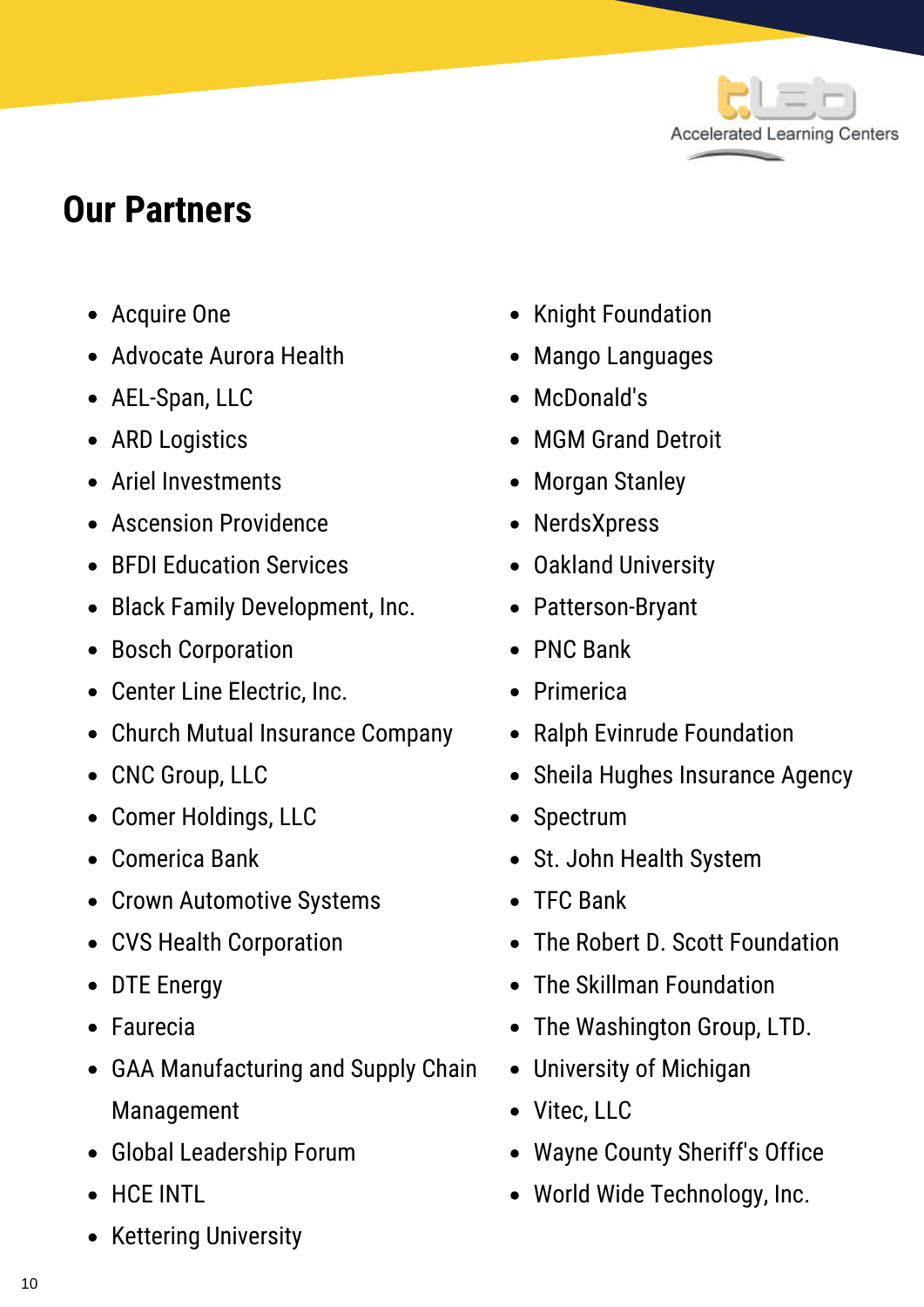## Our Partners

- Acquire One
- Advocate Aurora Health
- AEL-Span, LLC
- ARD Logistics
- Ariel Investments
- Ascension Providence
- BFDI Education Services
- Black Family Development, Inc.
- Bosch Corporation
- Center Line Electric, Inc.
- Church Mutual Insurance Company
- CNC Group, LLC
- Comer Holdings, LLC
- Comerica Bank
- Crown Automotive Systems
- CVS Health Corporation
- DTE Energy
- Faurecia
- GAA Manufacturing and Supply Chain Management
- Global Leadership Forum
- HCE INTL
- Kettering University
- Knight Foundation
- Mango Languages
- McDonald's
- MGM Grand Detroit
- Morgan Stanley
- NerdsXpress
- Oakland University
- Patterson-Bryant
- PNC Bank
- Primerica
- Ralph Evinrude Foundation
- Sheila Hughes Insurance Agency
- Spectrum
- St. John Health System
- TFC Bank
- The Robert D. Scott Foundation
- The Skillman Foundation
- The Washington Group, LTD.
- University of Michigan
- Vitec, LLC
- Wayne County Sheriff's Office
- World Wide Technology, Inc.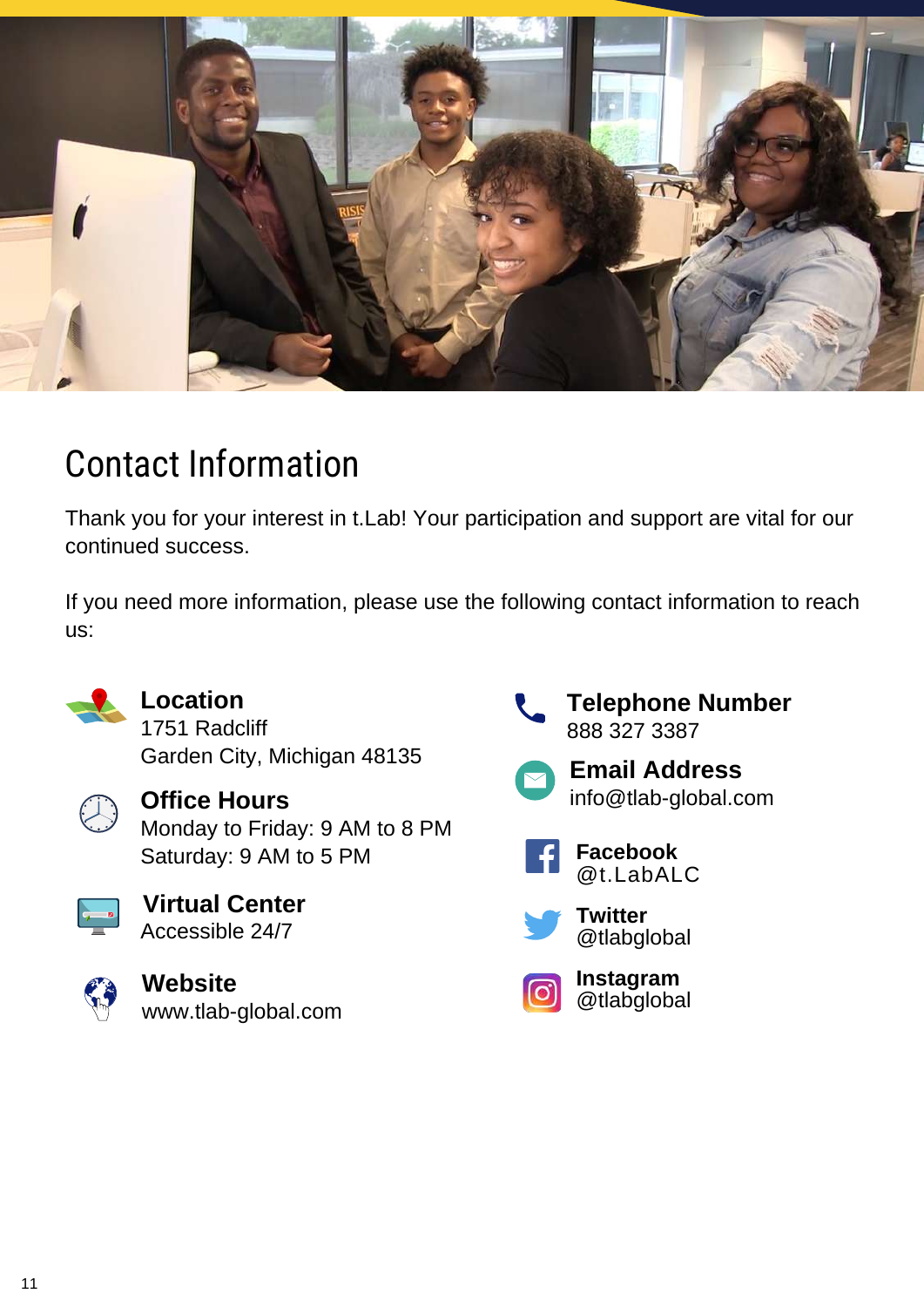# Contact Information

Thank you for your interest in t.Lab! Your participation and support are vital for our continued success.

If you need more information, please use the following contact information to reach us:

**Location**
1751 Radcliff
Garden City, Michigan 48135

**Office Hours**
Monday to Friday: 9 AM to 8 PM
Saturday: 9 AM to 5 PM

**Virtual Center**
Accessible 24/7

**Website**
www.tlab-global.com

**Telephone Number**
888 327 3387

**Email Address**
info@tlab-global.com

**Facebook**
@t.LabALC

**Twitter**
@tlabglobal

**Instagram**
@tlabglobal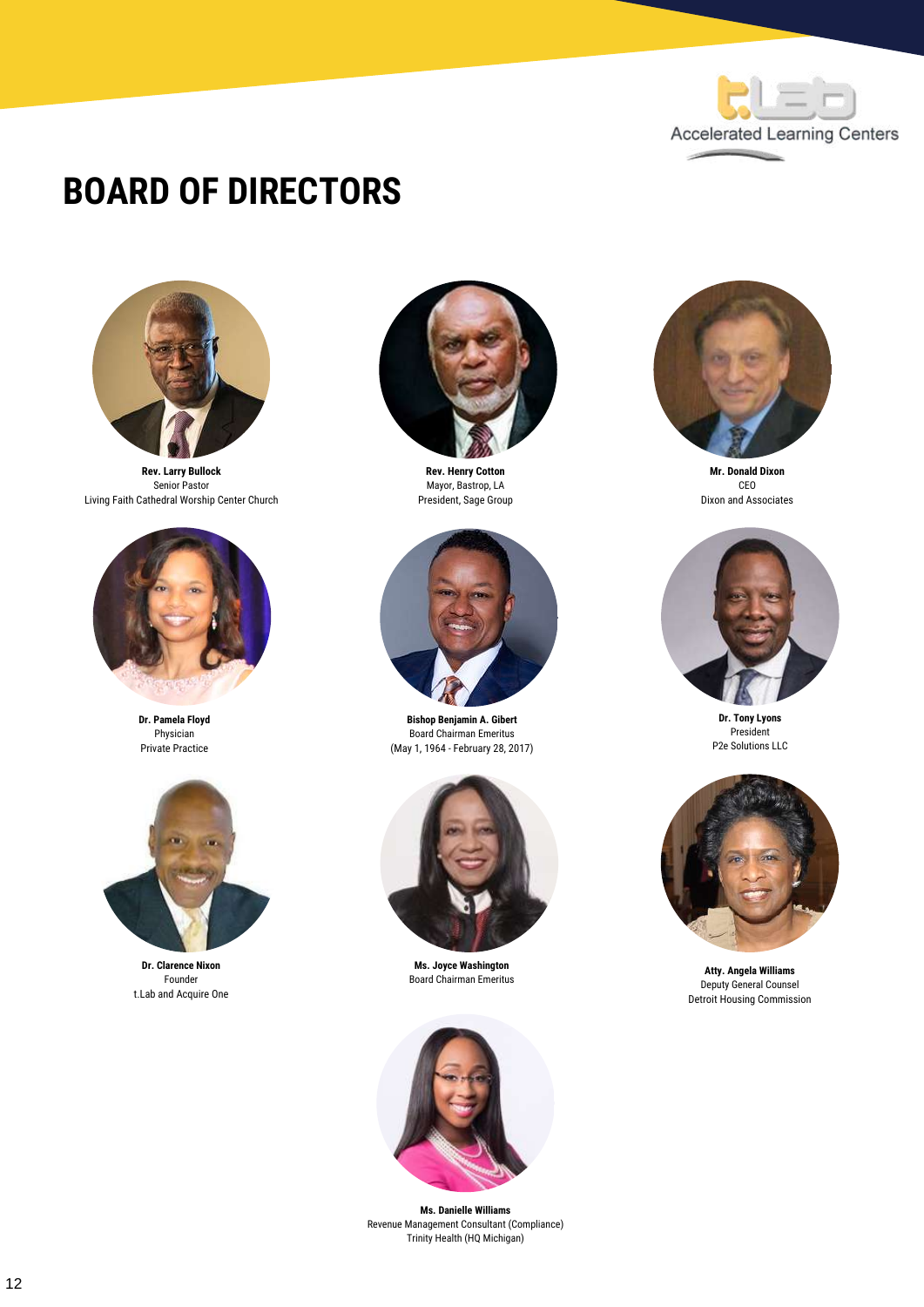# BOARD OF DIRECTORS

**Rev. Larry Bullock**
Senior Pastor
Living Faith Cathedral Worship Center Church

**Rev. Henry Cotton**
Mayor, Bastrop, LA
President, Sage Group

**Mr. Donald Dixon**
CEO
Dixon and Associates

**Dr. Pamela Floyd**
Physician
Private Practice

**Bishop Benjamin A. Gibert**
Board Chairman Emeritus
(May 1, 1964 - February 28, 2017)

**Dr. Tony Lyons**
President
P2e Solutions LLC

**Dr. Clarence Nixon**
Founder
t.Lab and Acquire One

**Ms. Joyce Washington**
Board Chairman Emeritus

**Atty. Angela Williams**
Deputy General Counsel
Detroit Housing Commission

**Ms. Danielle Williams**
Revenue Management Consultant (Compliance)
Trinity Health (HQ Michigan)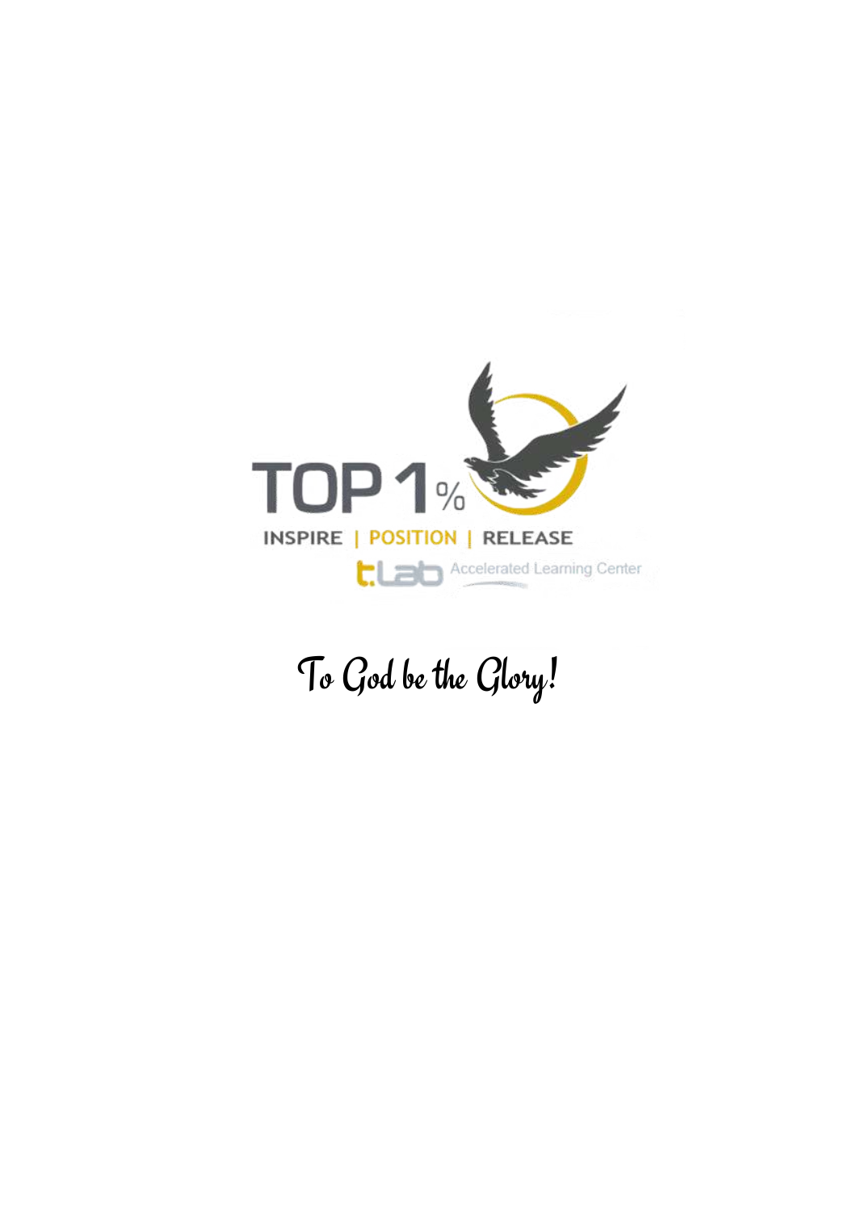TOP 1%

INSPIRE | POSITION | RELEASE

t.Lab Accelerated Learning Center

*To God be the Glory!*